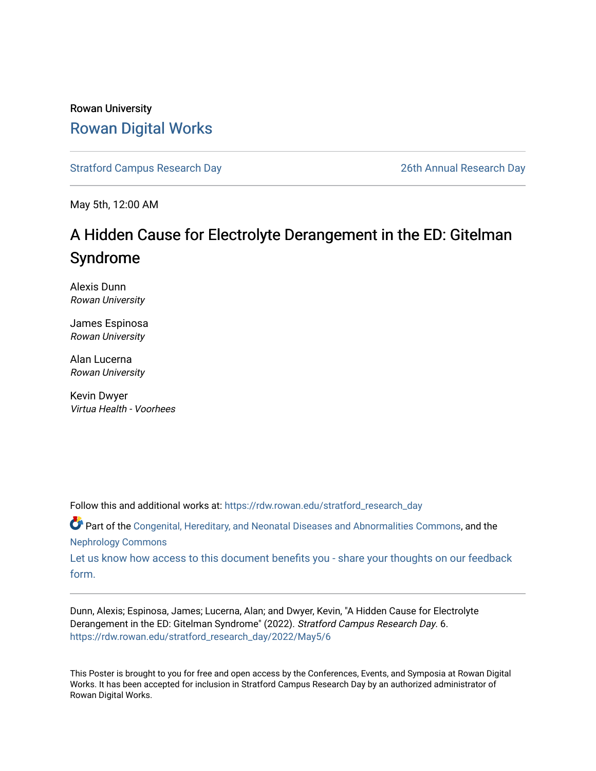Rowan University

# Rowan Digital Works

Stratford Campus Research Day | 26th Annual Research Day

May 5th, 12:00 AM

## A Hidden Cause for Electrolyte Derangement in the ED: Gitelman Syndrome

Alexis Dunn
*Rowan University*

James Espinosa
*Rowan University*

Alan Lucerna
*Rowan University*

Kevin Dwyer
*Virtua Health - Voorhees*

Follow this and additional works at: https://rdw.rowan.edu/stratford_research_day

Part of the Congenital, Hereditary, and Neonatal Diseases and Abnormalities Commons, and the Nephrology Commons

Let us know how access to this document benefits you - share your thoughts on our feedback form.

---

Dunn, Alexis; Espinosa, James; Lucerna, Alan; and Dwyer, Kevin, "A Hidden Cause for Electrolyte Derangement in the ED: Gitelman Syndrome" (2022). *Stratford Campus Research Day*. 6.
https://rdw.rowan.edu/stratford_research_day/2022/May5/6

This Poster is brought to you for free and open access by the Conferences, Events, and Symposia at Rowan Digital Works. It has been accepted for inclusion in Stratford Campus Research Day by an authorized administrator of Rowan Digital Works.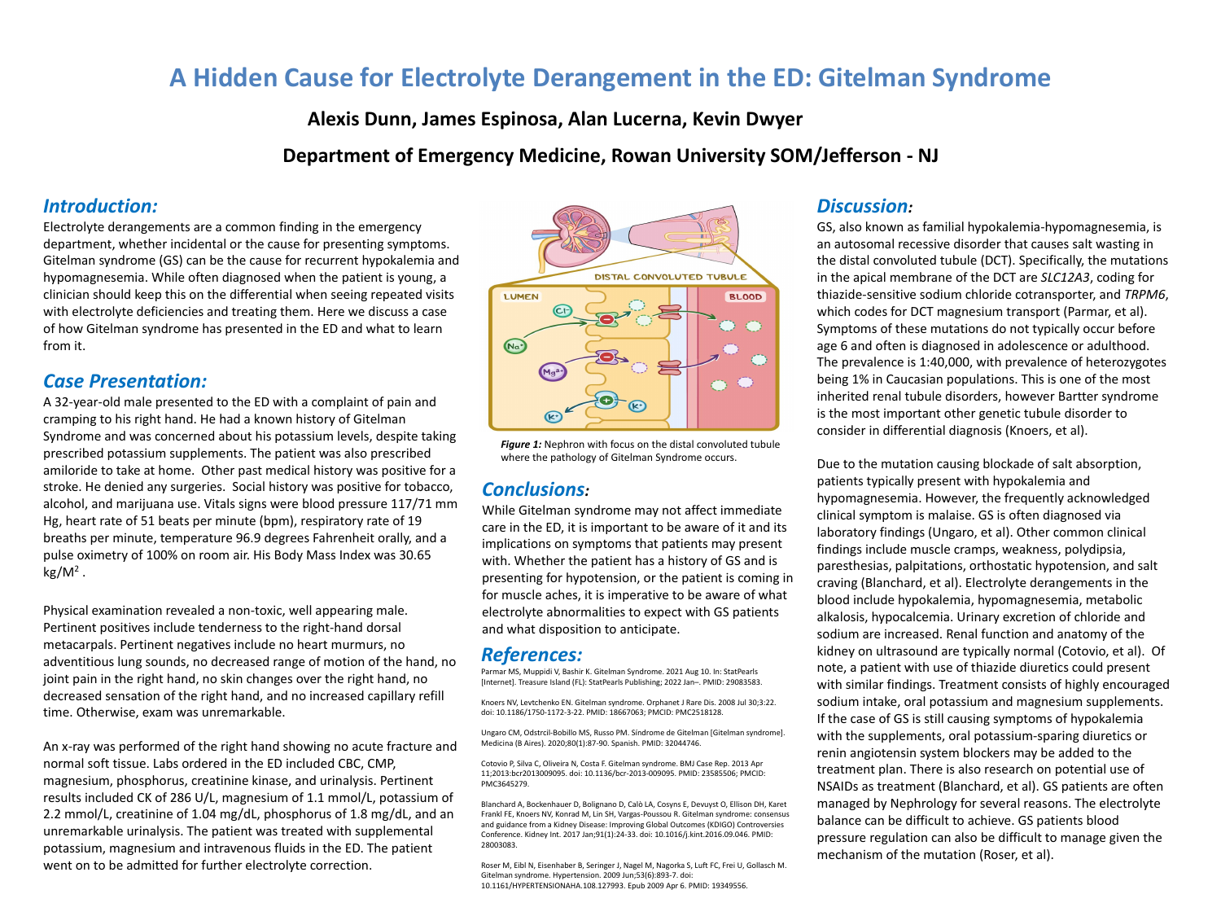# A Hidden Cause for Electrolyte Derangement in the ED: Gitelman Syndrome

**Alexis Dunn, James Espinosa, Alan Lucerna, Kevin Dwyer**

**Department of Emergency Medicine, Rowan University SOM/Jefferson - NJ**

## *Introduction:*

Electrolyte derangements are a common finding in the emergency department, whether incidental or the cause for presenting symptoms. Gitelman syndrome (GS) can be the cause for recurrent hypokalemia and hypomagnesemia. While often diagnosed when the patient is young, a clinician should keep this on the differential when seeing repeated visits with electrolyte deficiencies and treating them. Here we discuss a case of how Gitelman syndrome has presented in the ED and what to learn from it.

## *Case Presentation:*

A 32-year-old male presented to the ED with a complaint of pain and cramping to his right hand. He had a known history of Gitelman Syndrome and was concerned about his potassium levels, despite taking prescribed potassium supplements. The patient was also prescribed amiloride to take at home. Other past medical history was positive for a stroke. He denied any surgeries. Social history was positive for tobacco, alcohol, and marijuana use. Vitals signs were blood pressure 117/71 mm Hg, heart rate of 51 beats per minute (bpm), respiratory rate of 19 breaths per minute, temperature 96.9 degrees Fahrenheit orally, and a pulse oximetry of 100% on room air. His Body Mass Index was 30.65 $kg/M^2$ .

Physical examination revealed a non-toxic, well appearing male. Pertinent positives include tenderness to the right-hand dorsal metacarpals. Pertinent negatives include no heart murmurs, no adventitious lung sounds, no decreased range of motion of the hand, no joint pain in the right hand, no skin changes over the right hand, no decreased sensation of the right hand, and no increased capillary refill time. Otherwise, exam was unremarkable.

An x-ray was performed of the right hand showing no acute fracture and normal soft tissue. Labs ordered in the ED included CBC, CMP, magnesium, phosphorus, creatinine kinase, and urinalysis. Pertinent results included CK of 286 U/L, magnesium of 1.1 mmol/L, potassium of 2.2 mmol/L, creatinine of 1.04 mg/dL, phosphorus of 1.8 mg/dL, and an unremarkable urinalysis. The patient was treated with supplemental potassium, magnesium and intravenous fluids in the ED. The patient went on to be admitted for further electrolyte correction.

DISTAL CONVOLUTED TUBULE

LUMEN

BLOOD

$Cl^-$

$Na^+$

$Mg^{2+}$

$K^+$

***Figure 1:*** Nephron with focus on the distal convoluted tubule where the pathology of Gitelman Syndrome occurs.

## *Conclusions:*

While Gitelman syndrome may not affect immediate care in the ED, it is important to be aware of it and its implications on symptoms that patients may present with. Whether the patient has a history of GS and is presenting for hypotension, or the patient is coming in for muscle aches, it is imperative to be aware of what electrolyte abnormalities to expect with GS patients and what disposition to anticipate.

## *References:*

Parmar MS, Muppidi V, Bashir K. Gitelman Syndrome. 2021 Aug 10. In: StatPearls [Internet]. Treasure Island (FL): StatPearls Publishing; 2022 Jan–. PMID: 29083583.

Knoers NV, Levtchenko EN. Gitelman syndrome. Orphanet J Rare Dis. 2008 Jul 30;3:22. doi: 10.1186/1750-1172-3-22. PMID: 18667063; PMCID: PMC2518128.

Ungaro CM, Odstrcil-Bobillo MS, Russo PM. Síndrome de Gitelman [Gitelman syndrome]. Medicina (B Aires). 2020;80(1):87-90. Spanish. PMID: 32044746.

Cotovio P, Silva C, Oliveira N, Costa F. Gitelman syndrome. BMJ Case Rep. 2013 Apr 11;2013:bcr2013009095. doi: 10.1136/bcr-2013-009095. PMID: 23585506; PMCID: PMC3645279.

Blanchard A, Bockenhauer D, Bolignano D, Calò LA, Cosyns E, Devuyst O, Ellison DH, Karet Frankl FE, Knoers NV, Konrad M, Lin SH, Vargas-Poussou R. Gitelman syndrome: consensus and guidance from a Kidney Disease: Improving Global Outcomes (KDIGO) Controversies Conference. Kidney Int. 2017 Jan;91(1):24-33. doi: 10.1016/j.kint.2016.09.046. PMID: 28003083.

Roser M, Eibl N, Eisenhaber B, Seringer J, Nagel M, Nagorka S, Luft FC, Frei U, Gollasch M. Gitelman syndrome. Hypertension. 2009 Jun;53(6):893-7. doi: 10.1161/HYPERTENSIONAHA.108.127993. Epub 2009 Apr 6. PMID: 19349556.

## *Discussion:*

GS, also known as familial hypokalemia-hypomagnesemia, is an autosomal recessive disorder that causes salt wasting in the distal convoluted tubule (DCT). Specifically, the mutations in the apical membrane of the DCT are *SLC12A3*, coding for thiazide-sensitive sodium chloride cotransporter, and *TRPM6*, which codes for DCT magnesium transport (Parmar, et al). Symptoms of these mutations do not typically occur before age 6 and often is diagnosed in adolescence or adulthood. The prevalence is 1:40,000, with prevalence of heterozygotes being 1% in Caucasian populations. This is one of the most inherited renal tubule disorders, however Bartter syndrome is the most important other genetic tubule disorder to consider in differential diagnosis (Knoers, et al).

Due to the mutation causing blockade of salt absorption, patients typically present with hypokalemia and hypomagnesemia. However, the frequently acknowledged clinical symptom is malaise. GS is often diagnosed via laboratory findings (Ungaro, et al). Other common clinical findings include muscle cramps, weakness, polydipsia, paresthesias, palpitations, orthostatic hypotension, and salt craving (Blanchard, et al). Electrolyte derangements in the blood include hypokalemia, hypomagnesemia, metabolic alkalosis, hypocalcemia. Urinary excretion of chloride and sodium are increased. Renal function and anatomy of the kidney on ultrasound are typically normal (Cotovio, et al). Of note, a patient with use of thiazide diuretics could present with similar findings. Treatment consists of highly encouraged sodium intake, oral potassium and magnesium supplements. If the case of GS is still causing symptoms of hypokalemia with the supplements, oral potassium-sparing diuretics or renin angiotensin system blockers may be added to the treatment plan. There is also research on potential use of NSAIDs as treatment (Blanchard, et al). GS patients are often managed by Nephrology for several reasons. The electrolyte balance can be difficult to achieve. GS patients blood pressure regulation can also be difficult to manage given the mechanism of the mutation (Roser, et al).